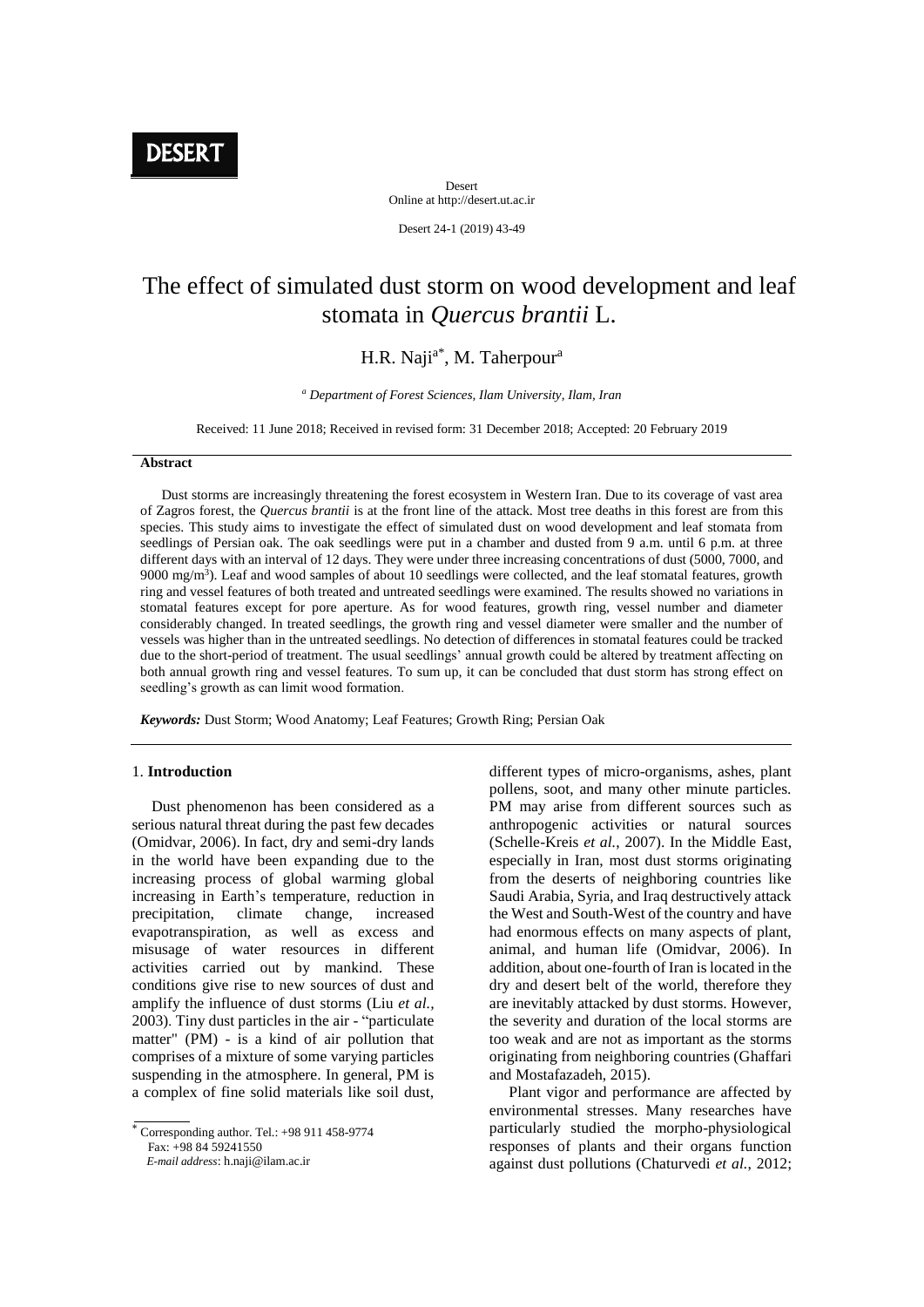**DESERT**

Desert
Online at http://desert.ut.ac.ir

Desert 24-1 (2019) 43-49

# The effect of simulated dust storm on wood development and leaf stomata in *Quercus brantii* L.

H.R. Naji[a*], M. Taherpour[a]

[a] *Department of Forest Sciences, Ilam University, Ilam, Iran*

Received: 11 June 2018; Received in revised form: 31 December 2018; Accepted: 20 February 2019

**Abstract**

Dust storms are increasingly threatening the forest ecosystem in Western Iran. Due to its coverage of vast area of Zagros forest, the *Quercus brantii* is at the front line of the attack. Most tree deaths in this forest are from this species. This study aims to investigate the effect of simulated dust on wood development and leaf stomata from seedlings of Persian oak. The oak seedlings were put in a chamber and dusted from 9 a.m. until 6 p.m. at three different days with an interval of 12 days. They were under three increasing concentrations of dust (5000, 7000, and 9000 mg/m$^3$). Leaf and wood samples of about 10 seedlings were collected, and the leaf stomatal features, growth ring and vessel features of both treated and untreated seedlings were examined. The results showed no variations in stomatal features except for pore aperture. As for wood features, growth ring, vessel number and diameter considerably changed. In treated seedlings, the growth ring and vessel diameter were smaller and the number of vessels was higher than in the untreated seedlings. No detection of differences in stomatal features could be tracked due to the short-period of treatment. The usual seedlings' annual growth could be altered by treatment affecting on both annual growth ring and vessel features. To sum up, it can be concluded that dust storm has strong effect on seedling's growth as can limit wood formation.

***Keywords:*** Dust Storm; Wood Anatomy; Leaf Features; Growth Ring; Persian Oak

## 1. Introduction

Dust phenomenon has been considered as a serious natural threat during the past few decades (Omidvar, 2006). In fact, dry and semi-dry lands in the world have been expanding due to the increasing process of global warming global increasing in Earth's temperature, reduction in precipitation, climate change, increased evapotranspiration, as well as excess and misusage of water resources in different activities carried out by mankind. These conditions give rise to new sources of dust and amplify the influence of dust storms (Liu *et al.*, 2003). Tiny dust particles in the air - "particulate matter" (PM) - is a kind of air pollution that comprises of a mixture of some varying particles suspending in the atmosphere. In general, PM is a complex of fine solid materials like soil dust, different types of micro-organisms, ashes, plant pollens, soot, and many other minute particles. PM may arise from different sources such as anthropogenic activities or natural sources (Schelle-Kreis *et al.*, 2007). In the Middle East, especially in Iran, most dust storms originating from the deserts of neighboring countries like Saudi Arabia, Syria, and Iraq destructively attack the West and South-West of the country and have had enormous effects on many aspects of plant, animal, and human life (Omidvar, 2006). In addition, about one-fourth of Iran is located in the dry and desert belt of the world, therefore they are inevitably attacked by dust storms. However, the severity and duration of the local storms are too weak and are not as important as the storms originating from neighboring countries (Ghaffari and Mostafazadeh, 2015).

Plant vigor and performance are affected by environmental stresses. Many researches have particularly studied the morpho-physiological responses of plants and their organs function against dust pollutions (Chaturvedi *et al.*, 2012;

[*] Corresponding author. Tel.: +98 911 458-9774
Fax: +98 84 59241550
*E-mail address*: h.naji@ilam.ac.ir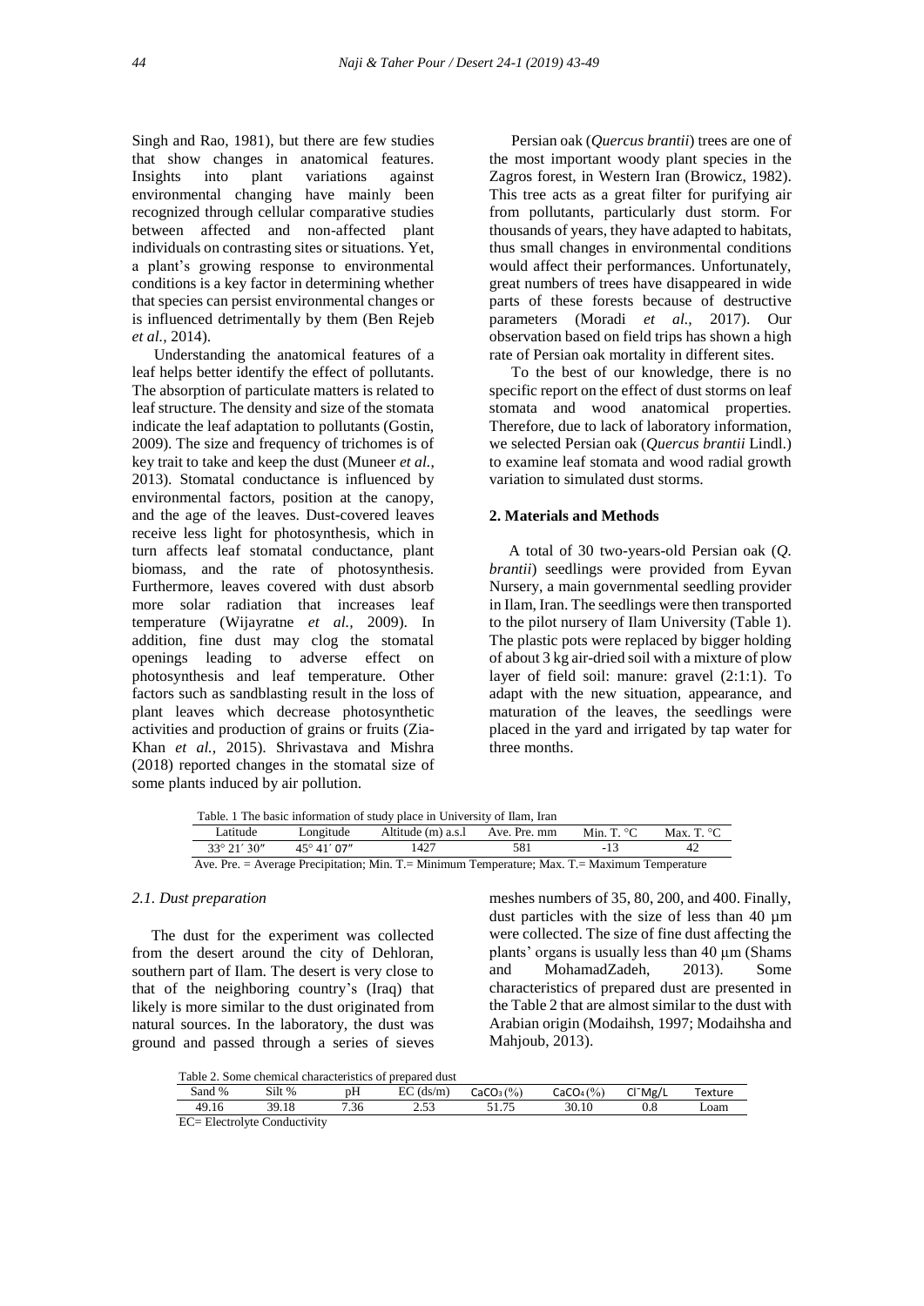Singh and Rao, 1981), but there are few studies that show changes in anatomical features. Insights into plant variations against environmental changing have mainly been recognized through cellular comparative studies between affected and non-affected plant individuals on contrasting sites or situations. Yet, a plant's growing response to environmental conditions is a key factor in determining whether that species can persist environmental changes or is influenced detrimentally by them (Ben Rejeb *et al.,* 2014).

Understanding the anatomical features of a leaf helps better identify the effect of pollutants. The absorption of particulate matters is related to leaf structure. The density and size of the stomata indicate the leaf adaptation to pollutants (Gostin, 2009). The size and frequency of trichomes is of key trait to take and keep the dust (Muneer *et al.,* 2013). Stomatal conductance is influenced by environmental factors, position at the canopy, and the age of the leaves. Dust-covered leaves receive less light for photosynthesis, which in turn affects leaf stomatal conductance, plant biomass, and the rate of photosynthesis. Furthermore, leaves covered with dust absorb more solar radiation that increases leaf temperature (Wijayratne *et al.,* 2009). In addition, fine dust may clog the stomatal openings leading to adverse effect on photosynthesis and leaf temperature. Other factors such as sandblasting result in the loss of plant leaves which decrease photosynthetic activities and production of grains or fruits (Zia-Khan *et al.,* 2015). Shrivastava and Mishra (2018) reported changes in the stomatal size of some plants induced by air pollution.

Persian oak (*Quercus brantii*) trees are one of the most important woody plant species in the Zagros forest, in Western Iran (Browicz, 1982). This tree acts as a great filter for purifying air from pollutants, particularly dust storm. For thousands of years, they have adapted to habitats, thus small changes in environmental conditions would affect their performances. Unfortunately, great numbers of trees have disappeared in wide parts of these forests because of destructive parameters (Moradi *et al.,* 2017). Our observation based on field trips has shown a high rate of Persian oak mortality in different sites.

To the best of our knowledge, there is no specific report on the effect of dust storms on leaf stomata and wood anatomical properties. Therefore, due to lack of laboratory information, we selected Persian oak (*Quercus brantii* Lindl.) to examine leaf stomata and wood radial growth variation to simulated dust storms.

## 2. Materials and Methods

A total of 30 two-years-old Persian oak (*Q. brantii*) seedlings were provided from Eyvan Nursery, a main governmental seedling provider in Ilam, Iran. The seedlings were then transported to the pilot nursery of Ilam University (Table 1). The plastic pots were replaced by bigger holding of about 3 kg air-dried soil with a mixture of plow layer of field soil: manure: gravel (2:1:1). To adapt with the new situation, appearance, and maturation of the leaves, the seedlings were placed in the yard and irrigated by tap water for three months.

Table. 1 The basic information of study place in University of Ilam, Iran

| Latitude | Longitude | Altitude (m) a.s.l | Ave. Pre. mm | Min. T. °C | Max. T. °C |
|---|---|---|---|---|---|
| 33° 21′ 30″ | 45° 41′ 07″ | 1427 | 581 | -13 | 42 |

Ave. Pre. = Average Precipitation; Min. T.= Minimum Temperature; Max. T.= Maximum Temperature

### 2.1. Dust preparation

The dust for the experiment was collected from the desert around the city of Dehloran, southern part of Ilam. The desert is very close to that of the neighboring country's (Iraq) that likely is more similar to the dust originated from natural sources. In the laboratory, the dust was ground and passed through a series of sieves meshes numbers of 35, 80, 200, and 400. Finally, dust particles with the size of less than 40 µm were collected. The size of fine dust affecting the plants' organs is usually less than 40 µm (Shams and MohamadZadeh, 2013). Some characteristics of prepared dust are presented in the Table 2 that are almost similar to the dust with Arabian origin (Modaihsh, 1997; Modaihsha and Mahjoub, 2013).

Table 2. Some chemical characteristics of prepared dust

| Sand % | Silt % | pH | EC (ds/m) | $CaCO_3$ (%) | $CaCO_4$ (%) | $Cl^-$ Mg/L | Texture |
|---|---|---|---|---|---|---|---|
| 49.16 | 39.18 | 7.36 | 2.53 | 51.75 | 30.10 | 0.8 | Loam |

EC= Electrolyte Conductivity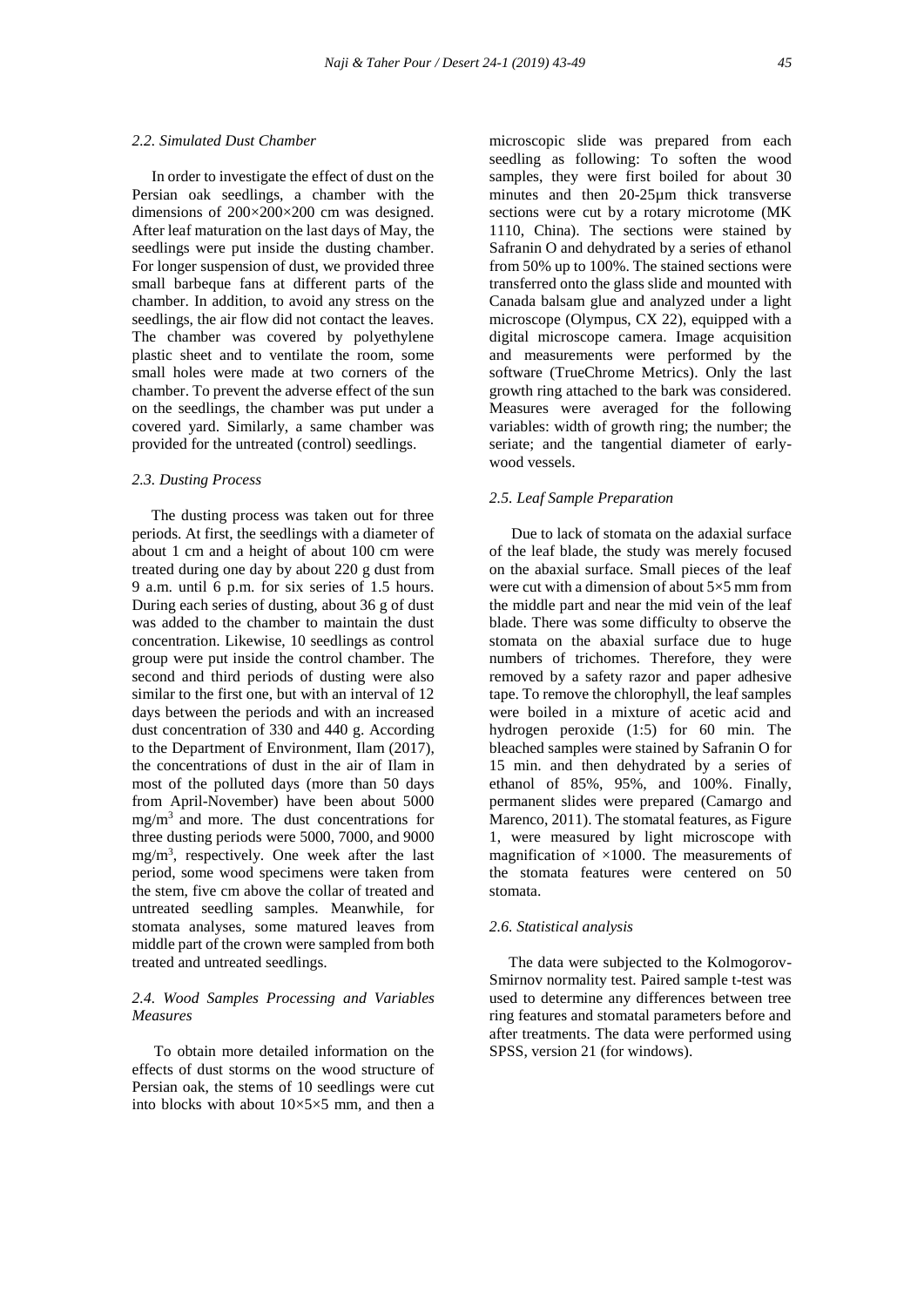### 2.2. Simulated Dust Chamber

In order to investigate the effect of dust on the Persian oak seedlings, a chamber with the dimensions of 200×200×200 cm was designed. After leaf maturation on the last days of May, the seedlings were put inside the dusting chamber. For longer suspension of dust, we provided three small barbeque fans at different parts of the chamber. In addition, to avoid any stress on the seedlings, the air flow did not contact the leaves. The chamber was covered by polyethylene plastic sheet and to ventilate the room, some small holes were made at two corners of the chamber. To prevent the adverse effect of the sun on the seedlings, the chamber was put under a covered yard. Similarly, a same chamber was provided for the untreated (control) seedlings.

### 2.3. Dusting Process

The dusting process was taken out for three periods. At first, the seedlings with a diameter of about 1 cm and a height of about 100 cm were treated during one day by about 220 g dust from 9 a.m. until 6 p.m. for six series of 1.5 hours. During each series of dusting, about 36 g of dust was added to the chamber to maintain the dust concentration. Likewise, 10 seedlings as control group were put inside the control chamber. The second and third periods of dusting were also similar to the first one, but with an interval of 12 days between the periods and with an increased dust concentration of 330 and 440 g. According to the Department of Environment, Ilam (2017), the concentrations of dust in the air of Ilam in most of the polluted days (more than 50 days from April-November) have been about 5000 $mg/m^3$ and more. The dust concentrations for three dusting periods were 5000, 7000, and 9000 $mg/m^3$, respectively. One week after the last period, some wood specimens were taken from the stem, five cm above the collar of treated and untreated seedling samples. Meanwhile, for stomata analyses, some matured leaves from middle part of the crown were sampled from both treated and untreated seedlings.

### 2.4. Wood Samples Processing and Variables Measures

To obtain more detailed information on the effects of dust storms on the wood structure of Persian oak, the stems of 10 seedlings were cut into blocks with about 10×5×5 mm, and then a microscopic slide was prepared from each seedling as following: To soften the wood samples, they were first boiled for about 30 minutes and then 20-25µm thick transverse sections were cut by a rotary microtome (MK 1110, China). The sections were stained by Safranin O and dehydrated by a series of ethanol from 50% up to 100%. The stained sections were transferred onto the glass slide and mounted with Canada balsam glue and analyzed under a light microscope (Olympus, CX 22), equipped with a digital microscope camera. Image acquisition and measurements were performed by the software (TrueChrome Metrics). Only the last growth ring attached to the bark was considered. Measures were averaged for the following variables: width of growth ring; the number; the seriate; and the tangential diameter of early-wood vessels.

### 2.5. Leaf Sample Preparation

Due to lack of stomata on the adaxial surface of the leaf blade, the study was merely focused on the abaxial surface. Small pieces of the leaf were cut with a dimension of about 5×5 mm from the middle part and near the mid vein of the leaf blade. There was some difficulty to observe the stomata on the abaxial surface due to huge numbers of trichomes. Therefore, they were removed by a safety razor and paper adhesive tape. To remove the chlorophyll, the leaf samples were boiled in a mixture of acetic acid and hydrogen peroxide (1:5) for 60 min. The bleached samples were stained by Safranin O for 15 min. and then dehydrated by a series of ethanol of 85%, 95%, and 100%. Finally, permanent slides were prepared (Camargo and Marenco, 2011). The stomatal features, as Figure 1, were measured by light microscope with magnification of ×1000. The measurements of the stomata features were centered on 50 stomata.

### 2.6. Statistical analysis

The data were subjected to the Kolmogorov-Smirnov normality test. Paired sample t-test was used to determine any differences between tree ring features and stomatal parameters before and after treatments. The data were performed using SPSS, version 21 (for windows).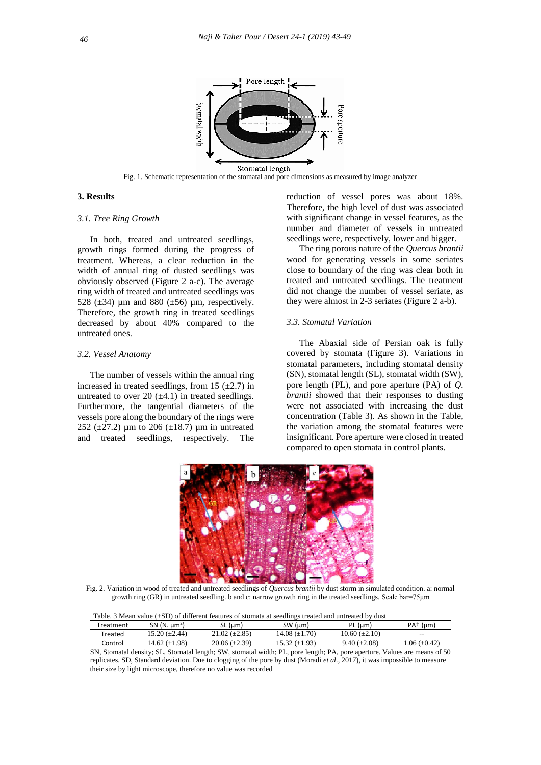Fig. 1. Schematic representation of the stomatal and pore dimensions as measured by image analyzer

## 3. Results

### 3.1. Tree Ring Growth

In both, treated and untreated seedlings, growth rings formed during the progress of treatment. Whereas, a clear reduction in the width of annual ring of dusted seedlings was obviously observed (Figure 2 a-c). The average ring width of treated and untreated seedlings was 528 (±34) µm and 880 (±56) µm, respectively. Therefore, the growth ring in treated seedlings decreased by about 40% compared to the untreated ones.

### 3.2. Vessel Anatomy

The number of vessels within the annual ring increased in treated seedlings, from 15 (±2.7) in untreated to over 20 (±4.1) in treated seedlings. Furthermore, the tangential diameters of the vessels pore along the boundary of the rings were 252 (±27.2) µm to 206 (±18.7) µm in untreated and treated seedlings, respectively. The reduction of vessel pores was about 18%. Therefore, the high level of dust was associated with significant change in vessel features, as the number and diameter of vessels in untreated seedlings were, respectively, lower and bigger.

The ring porous nature of the *Quercus brantii* wood for generating vessels in some seriates close to boundary of the ring was clear both in treated and untreated seedlings. The treatment did not change the number of vessel seriate, as they were almost in 2-3 seriates (Figure 2 a-b).

### 3.3. Stomatal Variation

The Abaxial side of Persian oak is fully covered by stomata (Figure 3). Variations in stomatal parameters, including stomatal density (SN), stomatal length (SL), stomatal width (SW), pore length (PL), and pore aperture (PA) of *Q. brantii* showed that their responses to dusting were not associated with increasing the dust concentration (Table 3). As shown in the Table, the variation among the stomatal features were insignificant. Pore aperture were closed in treated compared to open stomata in control plants.

Fig. 2. Variation in wood of treated and untreated seedlings of *Quercus brantii* by dust storm in simulated condition. a: normal growth ring (GR) in untreated seedling. b and c: narrow growth ring in the treated seedlings. Scale bar=75µm

Table. 3 Mean value (±SD) of different features of stomata at seedlings treated and untreated by dust

| Treatment | SN (N. µm$^2$) | SL (µm) | SW (µm) | PL (µm) | PA† (µm) |
|---|---|---|---|---|---|
| Treated | 15.20 (±2.44) | 21.02 (±2.85) | 14.08 (±1.70) | 10.60 (±2.10) | -- |
| Control | 14.62 (±1.98) | 20.06 (±2.39) | 15.32 (±1.93) | 9.40 (±2.08) | 1.06 (±0.42) |

SN, Stomatal density; SL, Stomatal length; SW, stomatal width; PL, pore length; PA, pore aperture. Values are means of 50 replicates. SD, Standard deviation. Due to clogging of the pore by dust (Moradi *et al.*, 2017), it was impossible to measure their size by light microscope, therefore no value was recorded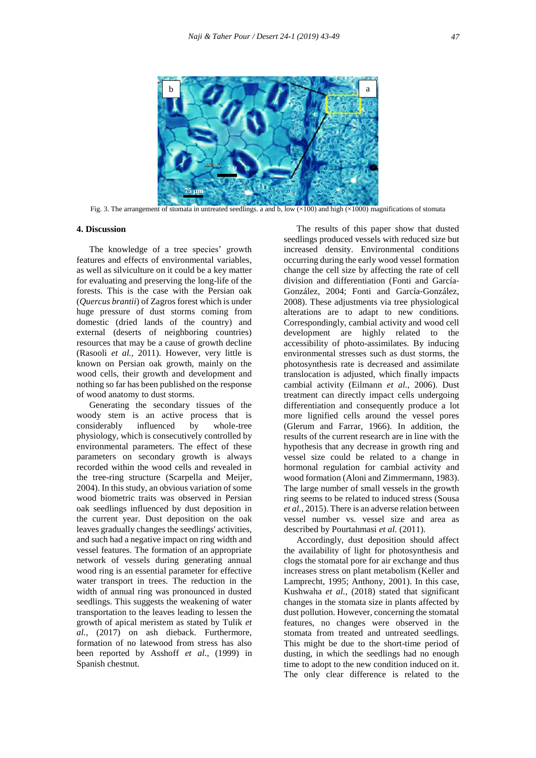Fig. 3. The arrangement of stomata in untreated seedlings. a and b, low (×100) and high (×1000) magnifications of stomata

## 4. Discussion

The knowledge of a tree species' growth features and effects of environmental variables, as well as silviculture on it could be a key matter for evaluating and preserving the long-life of the forests. This is the case with the Persian oak (*Quercus brantii*) of Zagros forest which is under huge pressure of dust storms coming from domestic (dried lands of the country) and external (deserts of neighboring countries) resources that may be a cause of growth decline (Rasooli *et al.,* 2011). However, very little is known on Persian oak growth, mainly on the wood cells, their growth and development and nothing so far has been published on the response of wood anatomy to dust storms.

Generating the secondary tissues of the woody stem is an active process that is considerably influenced by whole-tree physiology, which is consecutively controlled by environmental parameters. The effect of these parameters on secondary growth is always recorded within the wood cells and revealed in the tree-ring structure (Scarpella and Meijer, 2004). In this study, an obvious variation of some wood biometric traits was observed in Persian oak seedlings influenced by dust deposition in the current year. Dust deposition on the oak leaves gradually changes the seedlings' activities, and such had a negative impact on ring width and vessel features. The formation of an appropriate network of vessels during generating annual wood ring is an essential parameter for effective water transport in trees. The reduction in the width of annual ring was pronounced in dusted seedlings. This suggests the weakening of water transportation to the leaves leading to lessen the growth of apical meristem as stated by Tulik *et al.*, (2017) on ash dieback. Furthermore, formation of no latewood from stress has also been reported by Asshoff *et al.,* (1999) in Spanish chestnut.

The results of this paper show that dusted seedlings produced vessels with reduced size but increased density. Environmental conditions occurring during the early wood vessel formation change the cell size by affecting the rate of cell division and differentiation (Fonti and García-González, 2004; Fonti and García-González, 2008). These adjustments via tree physiological alterations are to adapt to new conditions. Correspondingly, cambial activity and wood cell development are highly related to the accessibility of photo-assimilates. By inducing environmental stresses such as dust storms, the photosynthesis rate is decreased and assimilate translocation is adjusted, which finally impacts cambial activity (Eilmann *et al.,* 2006). Dust treatment can directly impact cells undergoing differentiation and consequently produce a lot more lignified cells around the vessel pores (Glerum and Farrar, 1966). In addition, the results of the current research are in line with the hypothesis that any decrease in growth ring and vessel size could be related to a change in hormonal regulation for cambial activity and wood formation (Aloni and Zimmermann, 1983). The large number of small vessels in the growth ring seems to be related to induced stress (Sousa *et al.*, 2015). There is an adverse relation between vessel number vs. vessel size and area as described by Pourtahmasi *et al.* (2011).

Accordingly, dust deposition should affect the availability of light for photosynthesis and clogs the stomatal pore for air exchange and thus increases stress on plant metabolism (Keller and Lamprecht, 1995; Anthony, 2001). In this case, Kushwaha *et al.,* (2018) stated that significant changes in the stomata size in plants affected by dust pollution. However, concerning the stomatal features, no changes were observed in the stomata from treated and untreated seedlings. This might be due to the short-time period of dusting, in which the seedlings had no enough time to adopt to the new condition induced on it. The only clear difference is related to the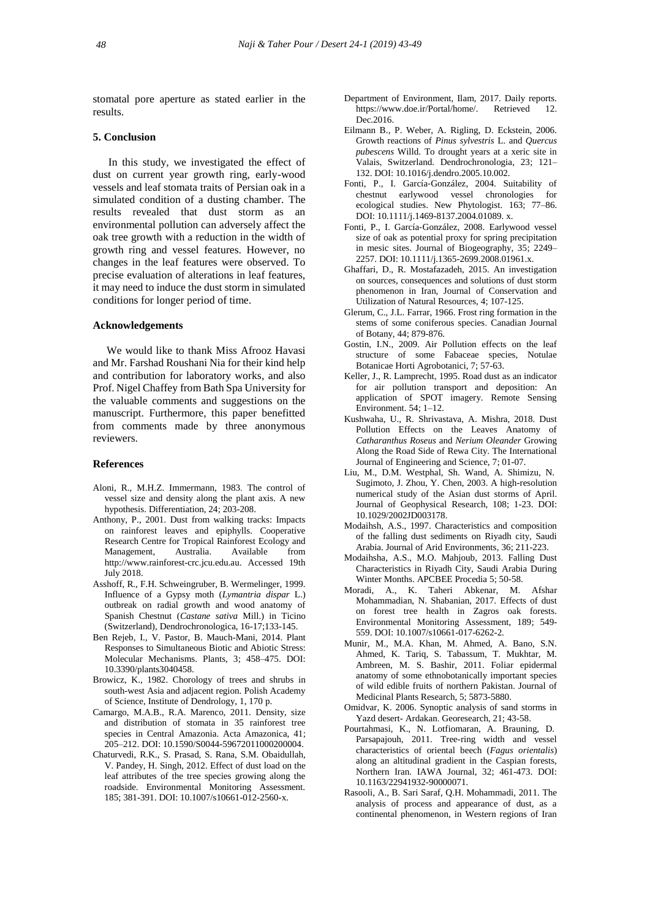stomatal pore aperture as stated earlier in the results.

## 5. Conclusion

In this study, we investigated the effect of dust on current year growth ring, early-wood vessels and leaf stomata traits of Persian oak in a simulated condition of a dusting chamber. The results revealed that dust storm as an environmental pollution can adversely affect the oak tree growth with a reduction in the width of growth ring and vessel features. However, no changes in the leaf features were observed. To precise evaluation of alterations in leaf features, it may need to induce the dust storm in simulated conditions for longer period of time.

## Acknowledgements

We would like to thank Miss Afrooz Havasi and Mr. Farshad Roushani Nia for their kind help and contribution for laboratory works, and also Prof. Nigel Chaffey from Bath Spa University for the valuable comments and suggestions on the manuscript. Furthermore, this paper benefitted from comments made by three anonymous reviewers.

## References

Aloni, R., M.H.Z. Immermann, 1983. The control of vessel size and density along the plant axis. A new hypothesis. Differentiation, 24; 203-208.

Anthony, P., 2001. Dust from walking tracks: Impacts on rainforest leaves and epiphylls. Cooperative Research Centre for Tropical Rainforest Ecology and Management, Australia. Available from http://www.rainforest-crc.jcu.edu.au. Accessed 19th July 2018.

Asshoff, R., F.H. Schweingruber, B. Wermelinger, 1999. Influence of a Gypsy moth (*Lymantria dispar* L.) outbreak on radial growth and wood anatomy of Spanish Chestnut (*Castane sativa* Mill.) in Ticino (Switzerland), Dendrochronologica, 16-17;133-145.

Ben Rejeb, I., V. Pastor, B. Mauch-Mani, 2014. Plant Responses to Simultaneous Biotic and Abiotic Stress: Molecular Mechanisms. Plants, 3; 458–475. DOI: 10.3390/plants3040458.

Browicz, K., 1982. Chorology of trees and shrubs in south-west Asia and adjacent region. Polish Academy of Science, Institute of Dendrology, 1, 170 p.

Camargo, M.A.B., R.A. Marenco, 2011. Density, size and distribution of stomata in 35 rainforest tree species in Central Amazonia. Acta Amazonica, 41; 205–212. DOI: 10.1590/S0044-59672011000200004.

Chaturvedi, R.K., S. Prasad, S. Rana, S.M. Obaidullah, V. Pandey, H. Singh, 2012. Effect of dust load on the leaf attributes of the tree species growing along the roadside. Environmental Monitoring Assessment. 185; 381-391. DOI: 10.1007/s10661-012-2560-x.

Department of Environment, Ilam, 2017. Daily reports. https://www.doe.ir/Portal/home/. Retrieved 12. Dec.2016.

Eilmann B., P. Weber, A. Rigling, D. Eckstein, 2006. Growth reactions of *Pinus sylvestris* L. and *Quercus pubescens* Willd. To drought years at a xeric site in Valais, Switzerland. Dendrochronologia, 23; 121–132. DOI: 10.1016/j.dendro.2005.10.002.

Fonti, P., I. García‐González, 2004. Suitability of chestnut earlywood vessel chronologies for ecological studies. New Phytologist. 163; 77–86. DOI: 10.1111/j.1469-8137.2004.01089. x.

Fonti, P., I. García‐González, 2008. Earlywood vessel size of oak as potential proxy for spring precipitation in mesic sites. Journal of Biogeography, 35; 2249–2257. DOI: 10.1111/j.1365-2699.2008.01961.x.

Ghaffari, D., R. Mostafazadeh, 2015. An investigation on sources, consequences and solutions of dust storm phenomenon in Iran, Journal of Conservation and Utilization of Natural Resources, 4; 107-125.

Glerum, C., J.L. Farrar, 1966. Frost ring formation in the stems of some coniferous species. Canadian Journal of Botany, 44; 879-876.

Gostin, I.N., 2009. Air Pollution effects on the leaf structure of some Fabaceae species, Notulae Botanicae Horti Agrobotanici, 7; 57-63.

Keller, J., R. Lamprecht, 1995. Road dust as an indicator for air pollution transport and deposition: An application of SPOT imagery. Remote Sensing Environment. 54; 1–12.

Kushwaha, U., R. Shrivastava, A. Mishra, 2018. Dust Pollution Effects on the Leaves Anatomy of *Catharanthus Roseus* and *Nerium Oleander* Growing Along the Road Side of Rewa City. The International Journal of Engineering and Science, 7; 01-07.

Liu, M., D.M. Westphal, Sh. Wand, A. Shimizu, N. Sugimoto, J. Zhou, Y. Chen, 2003. A high-resolution numerical study of the Asian dust storms of April. Journal of Geophysical Research, 108; 1-23. DOI: 10.1029/2002JD003178.

Modaihsh, A.S., 1997. Characteristics and composition of the falling dust sediments on Riyadh city, Saudi Arabia. Journal of Arid Environments, 36; 211-223.

Modaihsha, A.S., M.O. Mahjoub, 2013. Falling Dust Characteristics in Riyadh City, Saudi Arabia During Winter Months. APCBEE Procedia 5; 50-58.

Moradi, A., K. Taheri Abkenar, M. Afshar Mohammadian, N. Shabanian, 2017. Effects of dust on forest tree health in Zagros oak forests. Environmental Monitoring Assessment, 189; 549-559. DOI: 10.1007/s10661-017-6262-2.

Munir, M., M.A. Khan, M. Ahmed, A. Bano, S.N. Ahmed, K. Tariq, S. Tabassum, T. Mukhtar, M. Ambreen, M. S. Bashir, 2011. Foliar epidermal anatomy of some ethnobotanically important species of wild edible fruits of northern Pakistan. Journal of Medicinal Plants Research, 5; 5873-5880.

Omidvar, K. 2006. Synoptic analysis of sand storms in Yazd desert- Ardakan. Georesearch, 21; 43-58.

Pourtahmasi, K., N. Lotfiomaran, A. Brauning, D. Parsapajouh, 2011. Tree-ring width and vessel characteristics of oriental beech (*Fagus orientalis*) along an altitudinal gradient in the Caspian forests, Northern Iran. IAWA Journal, 32; 461-473. DOI: 10.1163/22941932-90000071.

Rasooli, A., B. Sari Saraf, Q.H. Mohammadi, 2011. The analysis of process and appearance of dust, as a continental phenomenon, in Western regions of Iran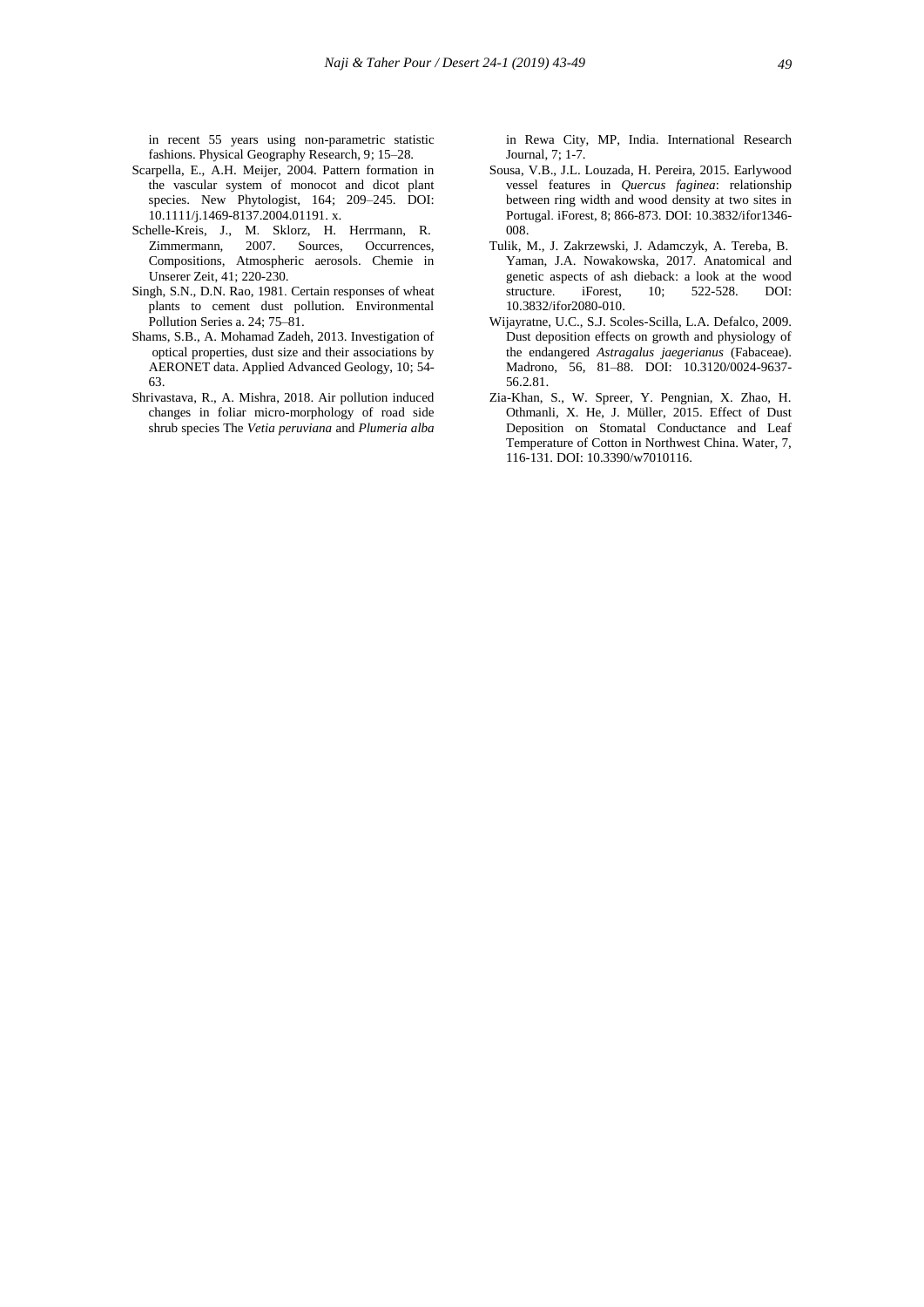in recent 55 years using non-parametric statistic fashions. Physical Geography Research, 9; 15–28.

Scarpella, E., A.H. Meijer, 2004. Pattern formation in the vascular system of monocot and dicot plant species. New Phytologist, 164; 209–245. DOI: 10.1111/j.1469-8137.2004.01191. x.

Schelle-Kreis, J., M. Sklorz, H. Herrmann, R. Zimmermann, 2007. Sources, Occurrences, Compositions, Atmospheric aerosols. Chemie in Unserer Zeit, 41; 220-230.

Singh, S.N., D.N. Rao, 1981. Certain responses of wheat plants to cement dust pollution. Environmental Pollution Series a. 24; 75–81.

Shams, S.B., A. Mohamad Zadeh, 2013. Investigation of optical properties, dust size and their associations by AERONET data. Applied Advanced Geology, 10; 54-63.

Shrivastava, R., A. Mishra, 2018. Air pollution induced changes in foliar micro-morphology of road side shrub species The *Vetia peruviana* and *Plumeria alba* in Rewa City, MP, India. International Research Journal, 7; 1-7.

Sousa, V.B., J.L. Louzada, H. Pereira, 2015. Earlywood vessel features in *Quercus faginea*: relationship between ring width and wood density at two sites in Portugal. iForest, 8; 866-873. DOI: 10.3832/ifor1346-008.

Tulik, M., J. Zakrzewski, J. Adamczyk, A. Tereba, B. Yaman, J.A. Nowakowska, 2017. Anatomical and genetic aspects of ash dieback: a look at the wood structure. iForest, 10; 522-528. DOI: 10.3832/ifor2080-010.

Wijayratne, U.C., S.J. Scoles-Scilla, L.A. Defalco, 2009. Dust deposition effects on growth and physiology of the endangered *Astragalus jaegerianus* (Fabaceae). Madrono, 56, 81–88. DOI: 10.3120/0024-9637-56.2.81.

Zia-Khan, S., W. Spreer, Y. Pengnian, X. Zhao, H. Othmanli, X. He, J. Müller, 2015. Effect of Dust Deposition on Stomatal Conductance and Leaf Temperature of Cotton in Northwest China. Water, 7, 116-131. DOI: 10.3390/w7010116.